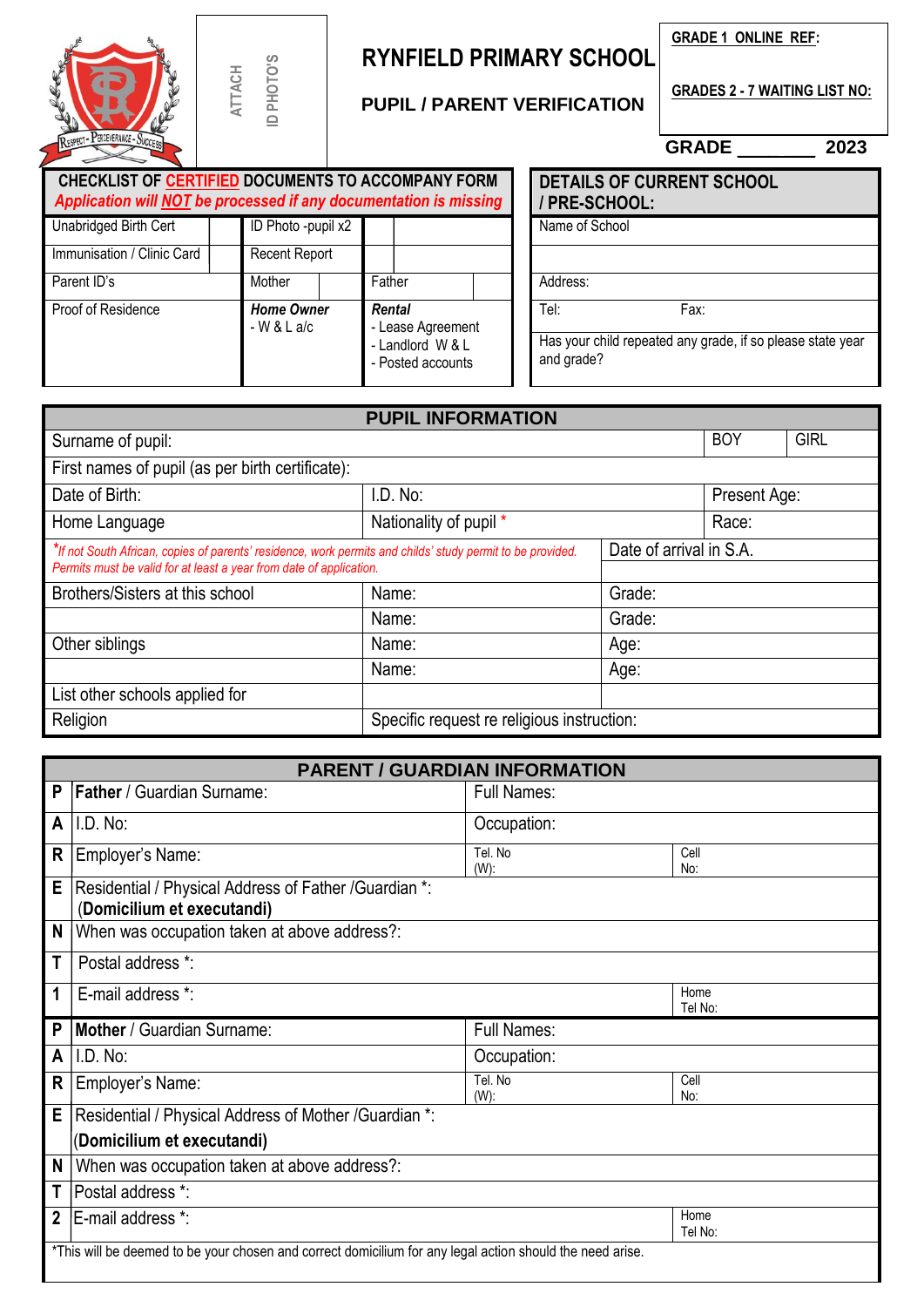ATTACH ID PHOTO'S

# RYNFIELD PRIMARY SCHOOL

## PUPIL / PARENT VERIFICATION

**GRADE 1 ONLINE REF:**

**GRADES 2 - 7 WAITING LIST NO:**

**GRADE _______ 2023**

| **CHECKLIST OF CERTIFIED DOCUMENTS TO ACCOMPANY FORM** *Application will NOT be processed if any documentation is missing* | | | | | |
|---|---|---|---|---|---|
| Unabridged Birth Cert | | ID Photo -pupil x2 | | | |
| Immunisation / Clinic Card | | Recent Report | | | |
| Parent ID's | | Mother | | Father | |
| Proof of Residence | | ***Home Owner*** - W & L a/c | | ***Rental*** - Lease Agreement - Landlord W & L - Posted accounts | |

| **DETAILS OF CURRENT SCHOOL / PRE-SCHOOL:** | |
|---|---|
| Name of School | |
| | |
| Address: | |
| Tel: | Fax: |
| Has your child repeated any grade, if so please state year and grade? | |

| **PUPIL INFORMATION** | | | | |
|---|---|---|---|---|
| Surname of pupil: | | | BOY | GIRL |
| First names of pupil (as per birth certificate): | | | | |
| Date of Birth: | I.D. No: | | Present Age: | |
| Home Language | Nationality of pupil * | | Race: | |
| *\*If not South African, copies of parents' residence, work permits and childs' study permit to be provided. Permits must be valid for at least a year from date of application.* | | Date of arrival in S.A. | | |
| Brothers/Sisters at this school | Name: | Grade: | | |
| | Name: | Grade: | | |
| Other siblings | Name: | Age: | | |
| | Name: | Age: | | |
| List other schools applied for | | | | |
| Religion | Specific request re religious instruction: | | | |

| **PARENT / GUARDIAN INFORMATION** | | | |
|---|---|---|---|
| **P** | **Father** / Guardian Surname: | Full Names: | |
| **A** | I.D. No: | Occupation: | |
| **R** | Employer's Name: | Tel. No (W): | Cell No: |
| **E** | Residential / Physical Address of Father /Guardian *: (**Domicilium et executandi)** | | |
| **N** | When was occupation taken at above address?: | | |
| **T** | Postal address *: | | |
| **1** | E-mail address *: | | Home Tel No: |
| **P** | **Mother** / Guardian Surname: | Full Names: | |
| **A** | I.D. No: | Occupation: | |
| **R** | Employer's Name: | Tel. No (W): | Cell No: |
| **E** | Residential / Physical Address of Mother /Guardian *: (**Domicilium et executandi)** | | |
| **N** | When was occupation taken at above address?: | | |
| **T** | Postal address *: | | |
| **2** | E-mail address *: | | Home Tel No: |

*This will be deemed to be your chosen and correct domicilium for any legal action should the need arise.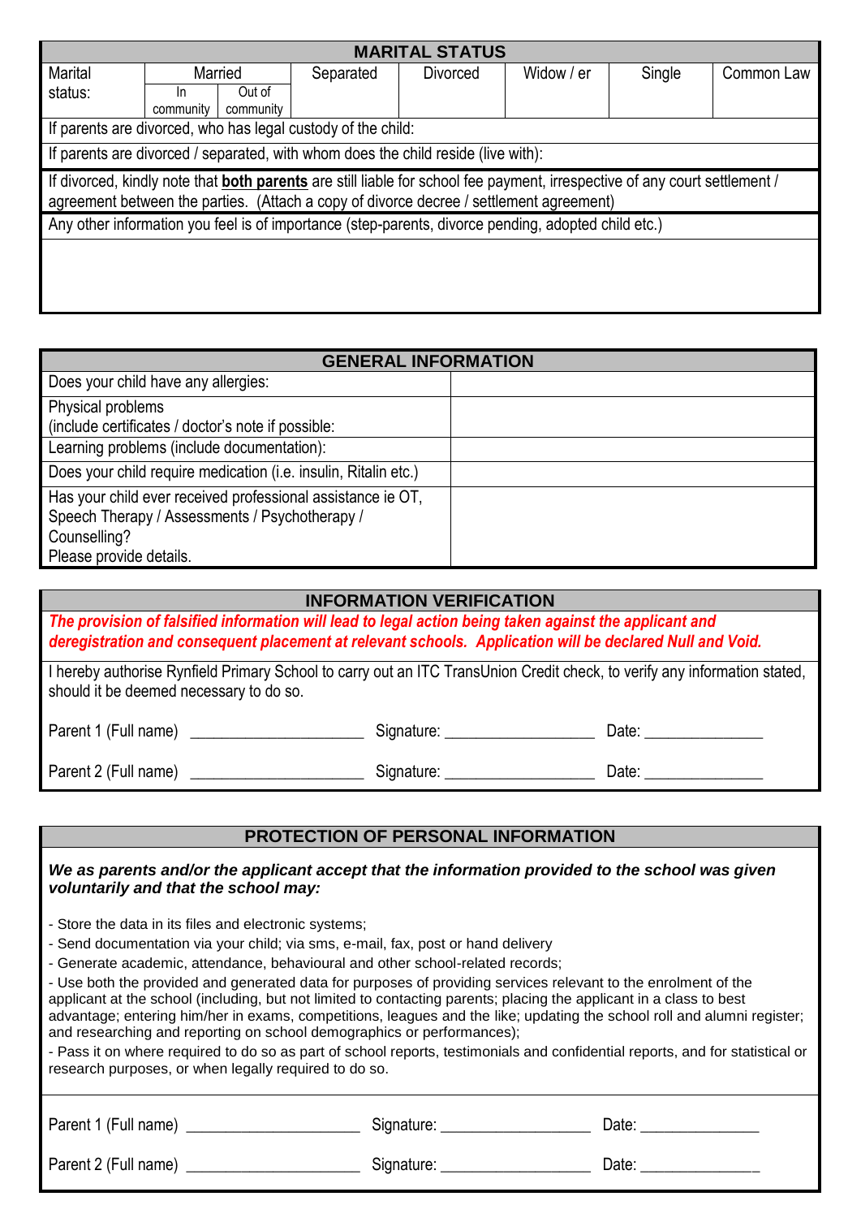## MARITAL STATUS

| Marital status: | Married | | Separated | Divorced | Widow / er | Single | Common Law |
|---|---|---|---|---|---|---|---|
| | In community | Out of community | | | | | |

If parents are divorced, who has legal custody of the child:

If parents are divorced / separated, with whom does the child reside (live with):

If divorced, kindly note that **both parents** are still liable for school fee payment, irrespective of any court settlement / agreement between the parties. (Attach a copy of divorce decree / settlement agreement)

Any other information you feel is of importance (step-parents, divorce pending, adopted child etc.)

## GENERAL INFORMATION

| | |
|---|---|
| Does your child have any allergies: | |
| Physical problems (include certificates / doctor's note if possible: | |
| Learning problems (include documentation): | |
| Does your child require medication (i.e. insulin, Ritalin etc.) | |
| Has your child ever received professional assistance ie OT, Speech Therapy / Assessments / Psychotherapy / Counselling? Please provide details. | |

## INFORMATION VERIFICATION

***The provision of falsified information will lead to legal action being taken against the applicant and deregistration and consequent placement at relevant schools. Application will be declared Null and Void.***

I hereby authorise Rynfield Primary School to carry out an ITC TransUnion Credit check, to verify any information stated, should it be deemed necessary to do so.

Parent 1 (Full name) ____________________ Signature: _________________ Date: _____________

Parent 2 (Full name) ____________________ Signature: _________________ Date: _____________

## PROTECTION OF PERSONAL INFORMATION

***We as parents and/or the applicant accept that the information provided to the school was given voluntarily and that the school may:***

- Store the data in its files and electronic systems;
- Send documentation via your child; via sms, e-mail, fax, post or hand delivery
- Generate academic, attendance, behavioural and other school-related records;
- Use both the provided and generated data for purposes of providing services relevant to the enrolment of the applicant at the school (including, but not limited to contacting parents; placing the applicant in a class to best advantage; entering him/her in exams, competitions, leagues and the like; updating the school roll and alumni register; and researching and reporting on school demographics or performances);
- Pass it on where required to do so as part of school reports, testimonials and confidential reports, and for statistical or research purposes, or when legally required to do so.

Parent 1 (Full name) ____________________ Signature: _________________ Date: _____________

Parent 2 (Full name) ____________________ Signature: _________________ Date: _____________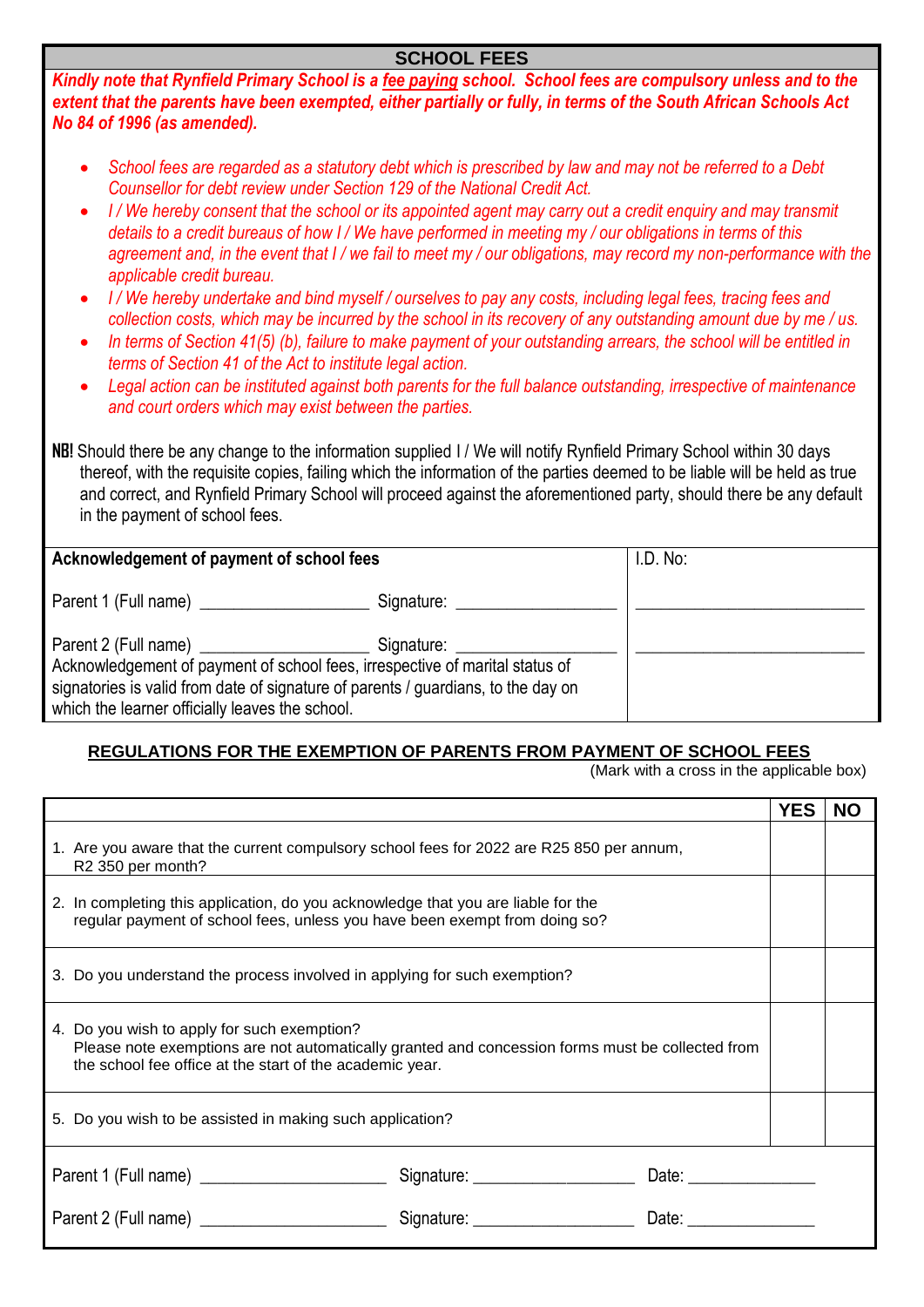## SCHOOL FEES

***Kindly note that Rynfield Primary School is a fee paying school. School fees are compulsory unless and to the extent that the parents have been exempted, either partially or fully, in terms of the South African Schools Act No 84 of 1996 (as amended).***

- *School fees are regarded as a statutory debt which is prescribed by law and may not be referred to a Debt Counsellor for debt review under Section 129 of the National Credit Act.*
- *I / We hereby consent that the school or its appointed agent may carry out a credit enquiry and may transmit details to a credit bureaus of how I / We have performed in meeting my / our obligations in terms of this agreement and, in the event that I / we fail to meet my / our obligations, may record my non-performance with the applicable credit bureau.*
- *I / We hereby undertake and bind myself / ourselves to pay any costs, including legal fees, tracing fees and collection costs, which may be incurred by the school in its recovery of any outstanding amount due by me / us.*
- *In terms of Section 41(5) (b), failure to make payment of your outstanding arrears, the school will be entitled in terms of Section 41 of the Act to institute legal action.*
- *Legal action can be instituted against both parents for the full balance outstanding, irrespective of maintenance and court orders which may exist between the parties.*

**NB!** Should there be any change to the information supplied I / We will notify Rynfield Primary School within 30 days thereof, with the requisite copies, failing which the information of the parties deemed to be liable will be held as true and correct, and Rynfield Primary School will proceed against the aforementioned party, should there be any default in the payment of school fees.

| **Acknowledgement of payment of school fees** | I.D. No: |
|---|---|
| Parent 1 (Full name) ___________________ Signature: __________________ | __________________________ |
| Parent 2 (Full name) ___________________ Signature: __________________ | __________________________ |
| Acknowledgement of payment of school fees, irrespective of marital status of signatories is valid from date of signature of parents / guardians, to the day on which the learner officially leaves the school. | |

### REGULATIONS FOR THE EXEMPTION OF PARENTS FROM PAYMENT OF SCHOOL FEES

(Mark with a cross in the applicable box)

| | YES | NO |
|---|---|---|
| 1. Are you aware that the current compulsory school fees for 2022 are R25 850 per annum, R2 350 per month? | | |
| 2. In completing this application, do you acknowledge that you are liable for the regular payment of school fees, unless you have been exempt from doing so? | | |
| 3. Do you understand the process involved in applying for such exemption? | | |
| 4. Do you wish to apply for such exemption? Please note exemptions are not automatically granted and concession forms must be collected from the school fee office at the start of the academic year. | | |
| 5. Do you wish to be assisted in making such application? | | |

Parent 1 (Full name) ____________________ Signature: __________________ Date: ______________

Parent 2 (Full name) ____________________ Signature: __________________ Date: ______________